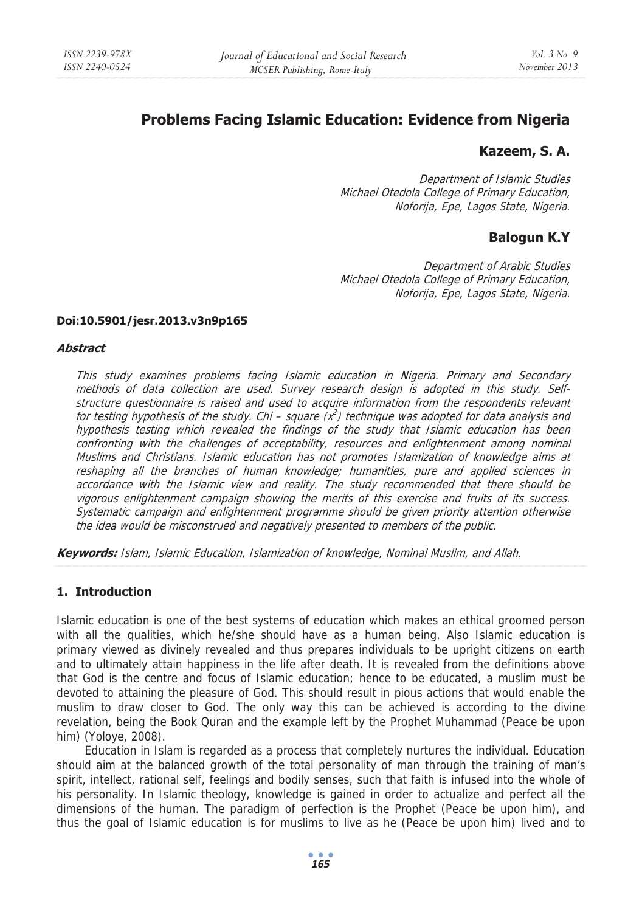# Problems Facing Islamic Education: Evidence from Nigeria

**Kazeem, S. A.**

*Department of Islamic Studies*
*Michael Otedola College of Primary Education,*
*Noforija, Epe, Lagos State, Nigeria.*

**Balogun K.Y**

*Department of Arabic Studies*
*Michael Otedola College of Primary Education,*
*Noforija, Epe, Lagos State, Nigeria.*

**Doi:10.5901/jesr.2013.v3n9p165**

***Abstract***

*This study examines problems facing Islamic education in Nigeria. Primary and Secondary methods of data collection are used. Survey research design is adopted in this study. Self-structure questionnaire is raised and used to acquire information from the respondents relevant for testing hypothesis of the study. Chi – square ($x^2$) technique was adopted for data analysis and hypothesis testing which revealed the findings of the study that Islamic education has been confronting with the challenges of acceptability, resources and enlightenment among nominal Muslims and Christians. Islamic education has not promotes Islamization of knowledge aims at reshaping all the branches of human knowledge; humanities, pure and applied sciences in accordance with the Islamic view and reality. The study recommended that there should be vigorous enlightenment campaign showing the merits of this exercise and fruits of its success. Systematic campaign and enlightenment programme should be given priority attention otherwise the idea would be misconstrued and negatively presented to members of the public.*

***Keywords:*** *Islam, Islamic Education, Islamization of knowledge, Nominal Muslim, and Allah.*

## 1. Introduction

Islamic education is one of the best systems of education which makes an ethical groomed person with all the qualities, which he/she should have as a human being. Also Islamic education is primary viewed as divinely revealed and thus prepares individuals to be upright citizens on earth and to ultimately attain happiness in the life after death. It is revealed from the definitions above that God is the centre and focus of Islamic education; hence to be educated, a muslim must be devoted to attaining the pleasure of God. This should result in pious actions that would enable the muslim to draw closer to God. The only way this can be achieved is according to the divine revelation, being the Book Quran and the example left by the Prophet Muhammad (Peace be upon him) (Yoloye, 2008).

Education in Islam is regarded as a process that completely nurtures the individual. Education should aim at the balanced growth of the total personality of man through the training of man's spirit, intellect, rational self, feelings and bodily senses, such that faith is infused into the whole of his personality. In Islamic theology, knowledge is gained in order to actualize and perfect all the dimensions of the human. The paradigm of perfection is the Prophet (Peace be upon him), and thus the goal of Islamic education is for muslims to live as he (Peace be upon him) lived and to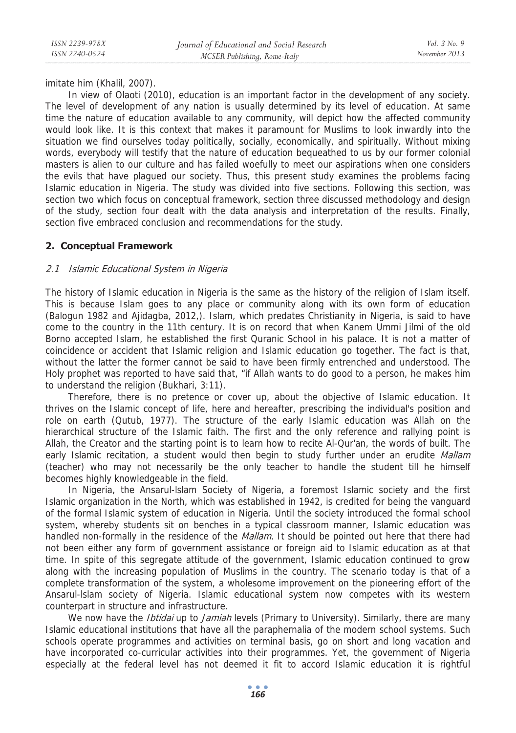imitate him (Khalil, 2007).

In view of Olaoti (2010), education is an important factor in the development of any society. The level of development of any nation is usually determined by its level of education. At same time the nature of education available to any community, will depict how the affected community would look like. It is this context that makes it paramount for Muslims to look inwardly into the situation we find ourselves today politically, socially, economically, and spiritually. Without mixing words, everybody will testify that the nature of education bequeathed to us by our former colonial masters is alien to our culture and has failed woefully to meet our aspirations when one considers the evils that have plagued our society. Thus, this present study examines the problems facing Islamic education in Nigeria. The study was divided into five sections. Following this section, was section two which focus on conceptual framework, section three discussed methodology and design of the study, section four dealt with the data analysis and interpretation of the results. Finally, section five embraced conclusion and recommendations for the study.

## 2. Conceptual Framework

### *2.1 Islamic Educational System in Nigeria*

The history of Islamic education in Nigeria is the same as the history of the religion of Islam itself. This is because Islam goes to any place or community along with its own form of education (Balogun 1982 and Ajidagba, 2012,). Islam, which predates Christianity in Nigeria, is said to have come to the country in the 11th century. It is on record that when Kanem Ummi Jilmi of the old Borno accepted Islam, he established the first Quranic School in his palace. It is not a matter of coincidence or accident that Islamic religion and Islamic education go together. The fact is that, without the latter the former cannot be said to have been firmly entrenched and understood. The Holy prophet was reported to have said that, "if Allah wants to do good to a person, he makes him to understand the religion (Bukhari, 3:11).

Therefore, there is no pretence or cover up, about the objective of Islamic education. It thrives on the Islamic concept of life, here and hereafter, prescribing the individual's position and role on earth (Qutub, 1977). The structure of the early Islamic education was Allah on the hierarchical structure of the Islamic faith. The first and the only reference and rallying point is Allah, the Creator and the starting point is to learn how to recite Al-Qur'an, the words of built. The early Islamic recitation, a student would then begin to study further under an erudite *Mallam* (teacher) who may not necessarily be the only teacher to handle the student till he himself becomes highly knowledgeable in the field.

In Nigeria, the Ansarul-Islam Society of Nigeria, a foremost Islamic society and the first Islamic organization in the North, which was established in 1942, is credited for being the vanguard of the formal Islamic system of education in Nigeria. Until the society introduced the formal school system, whereby students sit on benches in a typical classroom manner, Islamic education was handled non-formally in the residence of the *Mallam*. It should be pointed out here that there had not been either any form of government assistance or foreign aid to Islamic education as at that time. In spite of this segregate attitude of the government, Islamic education continued to grow along with the increasing population of Muslims in the country. The scenario today is that of a complete transformation of the system, a wholesome improvement on the pioneering effort of the Ansarul-Islam society of Nigeria. Islamic educational system now competes with its western counterpart in structure and infrastructure.

We now have the *Ibtidai* up to *Jamiah* levels (Primary to University). Similarly, there are many Islamic educational institutions that have all the paraphernalia of the modern school systems. Such schools operate programmes and activities on terminal basis, go on short and long vacation and have incorporated co-curricular activities into their programmes. Yet, the government of Nigeria especially at the federal level has not deemed it fit to accord Islamic education it is rightful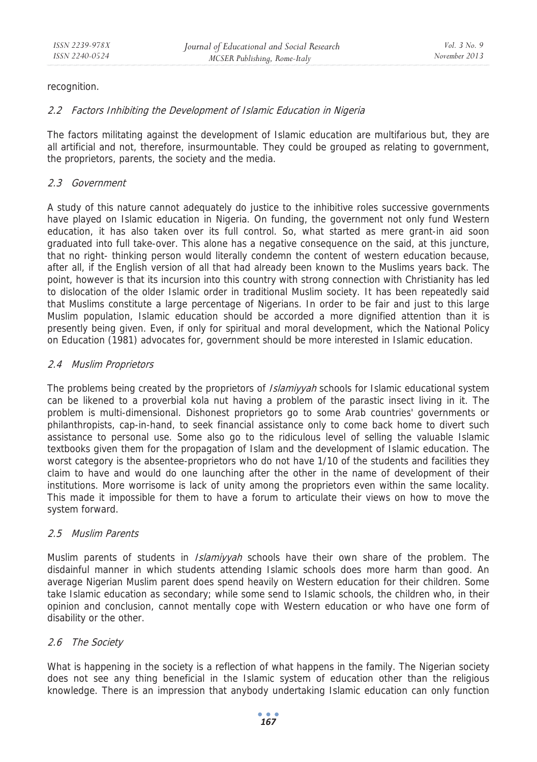recognition.

### 2.2 *Factors Inhibiting the Development of Islamic Education in Nigeria*

The factors militating against the development of Islamic education are multifarious but, they are all artificial and not, therefore, insurmountable. They could be grouped as relating to government, the proprietors, parents, the society and the media.

### 2.3 *Government*

A study of this nature cannot adequately do justice to the inhibitive roles successive governments have played on Islamic education in Nigeria. On funding, the government not only fund Western education, it has also taken over its full control. So, what started as mere grant-in aid soon graduated into full take-over. This alone has a negative consequence on the said, at this juncture, that no right- thinking person would literally condemn the content of western education because, after all, if the English version of all that had already been known to the Muslims years back. The point, however is that its incursion into this country with strong connection with Christianity has led to dislocation of the older Islamic order in traditional Muslim society. It has been repeatedly said that Muslims constitute a large percentage of Nigerians. In order to be fair and just to this large Muslim population, Islamic education should be accorded a more dignified attention than it is presently being given. Even, if only for spiritual and moral development, which the National Policy on Education (1981) advocates for, government should be more interested in Islamic education.

### 2.4 *Muslim Proprietors*

The problems being created by the proprietors of *Islamiyyah* schools for Islamic educational system can be likened to a proverbial kola nut having a problem of the parastic insect living in it. The problem is multi-dimensional. Dishonest proprietors go to some Arab countries' governments or philanthropists, cap-in-hand, to seek financial assistance only to come back home to divert such assistance to personal use. Some also go to the ridiculous level of selling the valuable Islamic textbooks given them for the propagation of Islam and the development of Islamic education. The worst category is the absentee-proprietors who do not have 1/10 of the students and facilities they claim to have and would do one launching after the other in the name of development of their institutions. More worrisome is lack of unity among the proprietors even within the same locality. This made it impossible for them to have a forum to articulate their views on how to move the system forward.

### 2.5 *Muslim Parents*

Muslim parents of students in *Islamiyyah* schools have their own share of the problem. The disdainful manner in which students attending Islamic schools does more harm than good. An average Nigerian Muslim parent does spend heavily on Western education for their children. Some take Islamic education as secondary; while some send to Islamic schools, the children who, in their opinion and conclusion, cannot mentally cope with Western education or who have one form of disability or the other.

### 2.6 *The Society*

What is happening in the society is a reflection of what happens in the family. The Nigerian society does not see any thing beneficial in the Islamic system of education other than the religious knowledge. There is an impression that anybody undertaking Islamic education can only function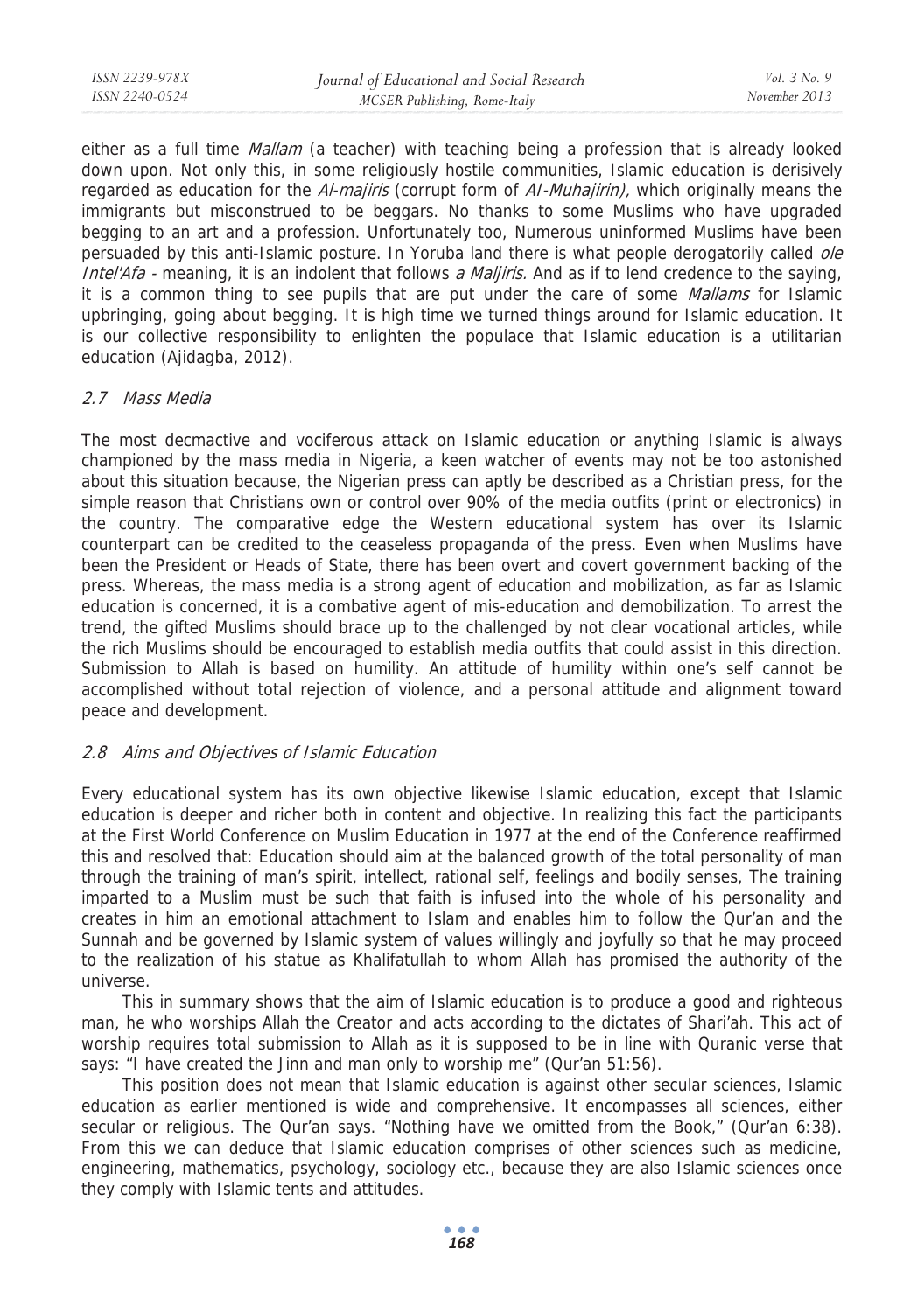either as a full time *Mallam* (a teacher) with teaching being a profession that is already looked down upon. Not only this, in some religiously hostile communities, Islamic education is derisively regarded as education for the *Al-majiris* (corrupt form of *Al-Muhajirin),* which originally means the immigrants but misconstrued to be beggars. No thanks to some Muslims who have upgraded begging to an art and a profession. Unfortunately too, Numerous uninformed Muslims have been persuaded by this anti-Islamic posture. In Yoruba land there is what people derogatorily called *ole Intel'Afa* - meaning, it is an indolent that follows *a Maljiris.* And as if to lend credence to the saying, it is a common thing to see pupils that are put under the care of some *Mallams* for Islamic upbringing, going about begging. It is high time we turned things around for Islamic education. It is our collective responsibility to enlighten the populace that Islamic education is a utilitarian education (Ajidagba, 2012).

### *2.7 Mass Media*

The most decmactive and vociferous attack on Islamic education or anything Islamic is always championed by the mass media in Nigeria, a keen watcher of events may not be too astonished about this situation because, the Nigerian press can aptly be described as a Christian press, for the simple reason that Christians own or control over 90% of the media outfits (print or electronics) in the country. The comparative edge the Western educational system has over its Islamic counterpart can be credited to the ceaseless propaganda of the press. Even when Muslims have been the President or Heads of State, there has been overt and covert government backing of the press. Whereas, the mass media is a strong agent of education and mobilization, as far as Islamic education is concerned, it is a combative agent of mis-education and demobilization. To arrest the trend, the gifted Muslims should brace up to the challenged by not clear vocational articles, while the rich Muslims should be encouraged to establish media outfits that could assist in this direction. Submission to Allah is based on humility. An attitude of humility within one's self cannot be accomplished without total rejection of violence, and a personal attitude and alignment toward peace and development.

### *2.8 Aims and Objectives of Islamic Education*

Every educational system has its own objective likewise Islamic education, except that Islamic education is deeper and richer both in content and objective. In realizing this fact the participants at the First World Conference on Muslim Education in 1977 at the end of the Conference reaffirmed this and resolved that: Education should aim at the balanced growth of the total personality of man through the training of man's spirit, intellect, rational self, feelings and bodily senses, The training imparted to a Muslim must be such that faith is infused into the whole of his personality and creates in him an emotional attachment to Islam and enables him to follow the Qur'an and the Sunnah and be governed by Islamic system of values willingly and joyfully so that he may proceed to the realization of his statue as Khalifatullah to whom Allah has promised the authority of the universe.

This in summary shows that the aim of Islamic education is to produce a good and righteous man, he who worships Allah the Creator and acts according to the dictates of Shari'ah. This act of worship requires total submission to Allah as it is supposed to be in line with Quranic verse that says: "I have created the Jinn and man only to worship me" (Qur'an 51:56).

This position does not mean that Islamic education is against other secular sciences, Islamic education as earlier mentioned is wide and comprehensive. It encompasses all sciences, either secular or religious. The Qur'an says. "Nothing have we omitted from the Book," (Qur'an 6:38). From this we can deduce that Islamic education comprises of other sciences such as medicine, engineering, mathematics, psychology, sociology etc., because they are also Islamic sciences once they comply with Islamic tents and attitudes.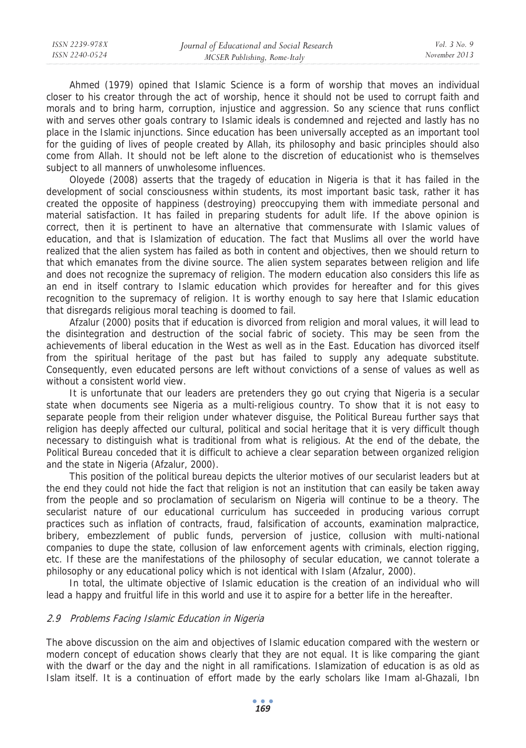Ahmed (1979) opined that Islamic Science is a form of worship that moves an individual closer to his creator through the act of worship, hence it should not be used to corrupt faith and morals and to bring harm, corruption, injustice and aggression. So any science that runs conflict with and serves other goals contrary to Islamic ideals is condemned and rejected and lastly has no place in the Islamic injunctions. Since education has been universally accepted as an important tool for the guiding of lives of people created by Allah, its philosophy and basic principles should also come from Allah. It should not be left alone to the discretion of educationist who is themselves subject to all manners of unwholesome influences.

Oloyede (2008) asserts that the tragedy of education in Nigeria is that it has failed in the development of social consciousness within students, its most important basic task, rather it has created the opposite of happiness (destroying) preoccupying them with immediate personal and material satisfaction. It has failed in preparing students for adult life. If the above opinion is correct, then it is pertinent to have an alternative that commensurate with Islamic values of education, and that is Islamization of education. The fact that Muslims all over the world have realized that the alien system has failed as both in content and objectives, then we should return to that which emanates from the divine source. The alien system separates between religion and life and does not recognize the supremacy of religion. The modern education also considers this life as an end in itself contrary to Islamic education which provides for hereafter and for this gives recognition to the supremacy of religion. It is worthy enough to say here that Islamic education that disregards religious moral teaching is doomed to fail.

Afzalur (2000) posits that if education is divorced from religion and moral values, it will lead to the disintegration and destruction of the social fabric of society. This may be seen from the achievements of liberal education in the West as well as in the East. Education has divorced itself from the spiritual heritage of the past but has failed to supply any adequate substitute. Consequently, even educated persons are left without convictions of a sense of values as well as without a consistent world view.

It is unfortunate that our leaders are pretenders they go out crying that Nigeria is a secular state when documents see Nigeria as a multi-religious country. To show that it is not easy to separate people from their religion under whatever disguise, the Political Bureau further says that religion has deeply affected our cultural, political and social heritage that it is very difficult though necessary to distinguish what is traditional from what is religious. At the end of the debate, the Political Bureau conceded that it is difficult to achieve a clear separation between organized religion and the state in Nigeria (Afzalur, 2000).

This position of the political bureau depicts the ulterior motives of our secularist leaders but at the end they could not hide the fact that religion is not an institution that can easily be taken away from the people and so proclamation of secularism on Nigeria will continue to be a theory. The secularist nature of our educational curriculum has succeeded in producing various corrupt practices such as inflation of contracts, fraud, falsification of accounts, examination malpractice, bribery, embezzlement of public funds, perversion of justice, collusion with multi-national companies to dupe the state, collusion of law enforcement agents with criminals, election rigging, etc. If these are the manifestations of the philosophy of secular education, we cannot tolerate a philosophy or any educational policy which is not identical with Islam (Afzalur, 2000).

In total, the ultimate objective of Islamic education is the creation of an individual who will lead a happy and fruitful life in this world and use it to aspire for a better life in the hereafter.

### *2.9 Problems Facing Islamic Education in Nigeria*

The above discussion on the aim and objectives of Islamic education compared with the western or modern concept of education shows clearly that they are not equal. It is like comparing the giant with the dwarf or the day and the night in all ramifications. Islamization of education is as old as Islam itself. It is a continuation of effort made by the early scholars like Imam al-Ghazali, Ibn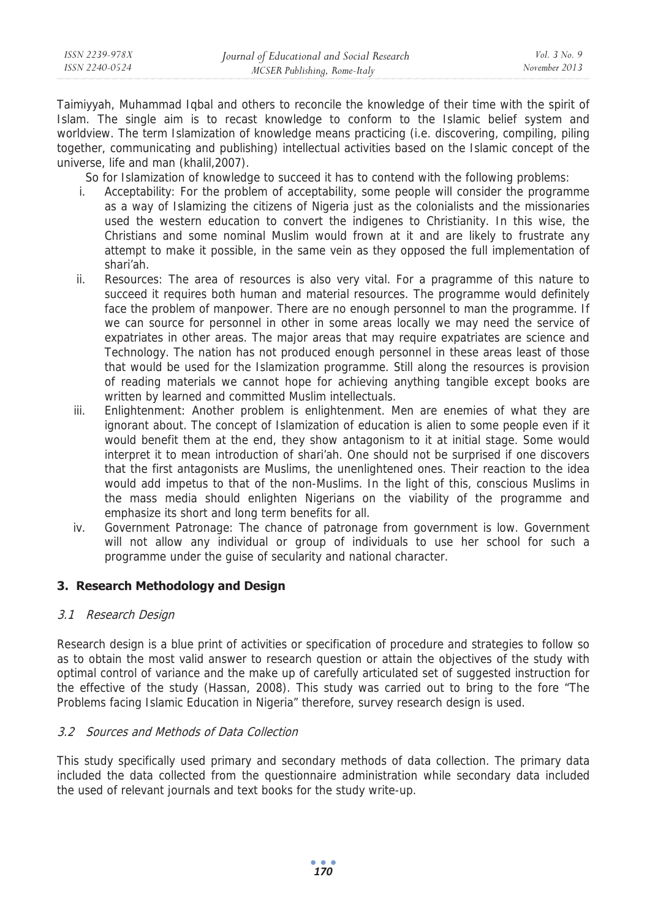Taimiyyah, Muhammad Iqbal and others to reconcile the knowledge of their time with the spirit of Islam. The single aim is to recast knowledge to conform to the Islamic belief system and worldview. The term Islamization of knowledge means practicing (i.e. discovering, compiling, piling together, communicating and publishing) intellectual activities based on the Islamic concept of the universe, life and man (khalil,2007).

So for Islamization of knowledge to succeed it has to contend with the following problems:

i. Acceptability: For the problem of acceptability, some people will consider the programme as a way of Islamizing the citizens of Nigeria just as the colonialists and the missionaries used the western education to convert the indigenes to Christianity. In this wise, the Christians and some nominal Muslim would frown at it and are likely to frustrate any attempt to make it possible, in the same vein as they opposed the full implementation of shari'ah.
ii. Resources: The area of resources is also very vital. For a pragramme of this nature to succeed it requires both human and material resources. The programme would definitely face the problem of manpower. There are no enough personnel to man the programme. If we can source for personnel in other in some areas locally we may need the service of expatriates in other areas. The major areas that may require expatriates are science and Technology. The nation has not produced enough personnel in these areas least of those that would be used for the Islamization programme. Still along the resources is provision of reading materials we cannot hope for achieving anything tangible except books are written by learned and committed Muslim intellectuals.
iii. Enlightenment: Another problem is enlightenment. Men are enemies of what they are ignorant about. The concept of Islamization of education is alien to some people even if it would benefit them at the end, they show antagonism to it at initial stage. Some would interpret it to mean introduction of shari'ah. One should not be surprised if one discovers that the first antagonists are Muslims, the unenlightened ones. Their reaction to the idea would add impetus to that of the non-Muslims. In the light of this, conscious Muslims in the mass media should enlighten Nigerians on the viability of the programme and emphasize its short and long term benefits for all.
iv. Government Patronage: The chance of patronage from government is low. Government will not allow any individual or group of individuals to use her school for such a programme under the guise of secularity and national character.

## 3. Research Methodology and Design

### *3.1 Research Design*

Research design is a blue print of activities or specification of procedure and strategies to follow so as to obtain the most valid answer to research question or attain the objectives of the study with optimal control of variance and the make up of carefully articulated set of suggested instruction for the effective of the study (Hassan, 2008). This study was carried out to bring to the fore "The Problems facing Islamic Education in Nigeria" therefore, survey research design is used.

### *3.2 Sources and Methods of Data Collection*

This study specifically used primary and secondary methods of data collection. The primary data included the data collected from the questionnaire administration while secondary data included the used of relevant journals and text books for the study write-up.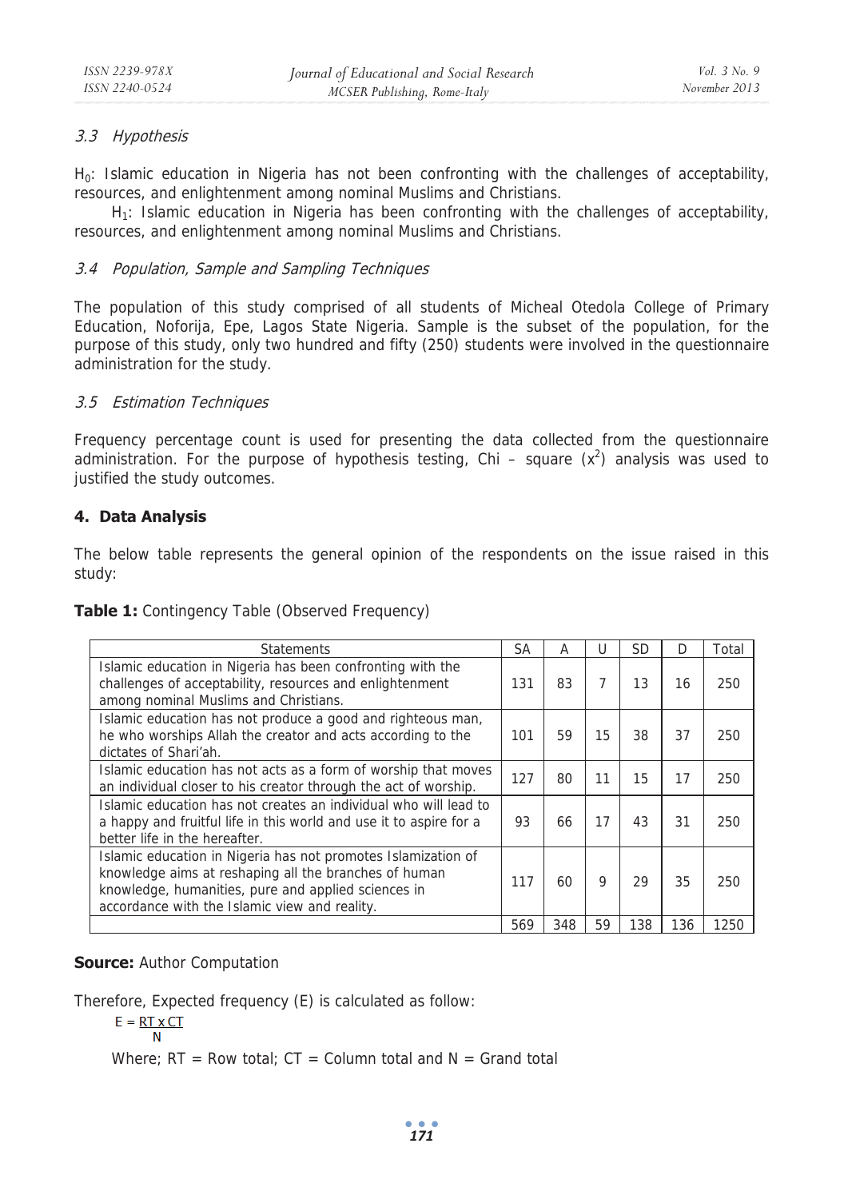### 3.3 Hypothesis

$H_0$: Islamic education in Nigeria has not been confronting with the challenges of acceptability, resources, and enlightenment among nominal Muslims and Christians.

$H_1$: Islamic education in Nigeria has been confronting with the challenges of acceptability, resources, and enlightenment among nominal Muslims and Christians.

### 3.4 Population, Sample and Sampling Techniques

The population of this study comprised of all students of Micheal Otedola College of Primary Education, Noforija, Epe, Lagos State Nigeria. Sample is the subset of the population, for the purpose of this study, only two hundred and fifty (250) students were involved in the questionnaire administration for the study.

### 3.5 Estimation Techniques

Frequency percentage count is used for presenting the data collected from the questionnaire administration. For the purpose of hypothesis testing, Chi – square ($x^2$) analysis was used to justified the study outcomes.

## 4. Data Analysis

The below table represents the general opinion of the respondents on the issue raised in this study:

**Table 1:** Contingency Table (Observed Frequency)

| Statements | SA | A | U | SD | D | Total |
|---|---|---|---|---|---|---|
| Islamic education in Nigeria has been confronting with the challenges of acceptability, resources and enlightenment among nominal Muslims and Christians. | 131 | 83 | 7 | 13 | 16 | 250 |
| Islamic education has not produce a good and righteous man, he who worships Allah the creator and acts according to the dictates of Shari'ah. | 101 | 59 | 15 | 38 | 37 | 250 |
| Islamic education has not acts as a form of worship that moves an individual closer to his creator through the act of worship. | 127 | 80 | 11 | 15 | 17 | 250 |
| Islamic education has not creates an individual who will lead to a happy and fruitful life in this world and use it to aspire for a better life in the hereafter. | 93 | 66 | 17 | 43 | 31 | 250 |
| Islamic education in Nigeria has not promotes Islamization of knowledge aims at reshaping all the branches of human knowledge, humanities, pure and applied sciences in accordance with the Islamic view and reality. | 117 | 60 | 9 | 29 | 35 | 250 |
| | 569 | 348 | 59 | 138 | 136 | 1250 |

**Source:** Author Computation

Therefore, Expected frequency (E) is calculated as follow:

$$E = \frac{RT \times CT}{N}$$

Where; RT = Row total; CT = Column total and N = Grand total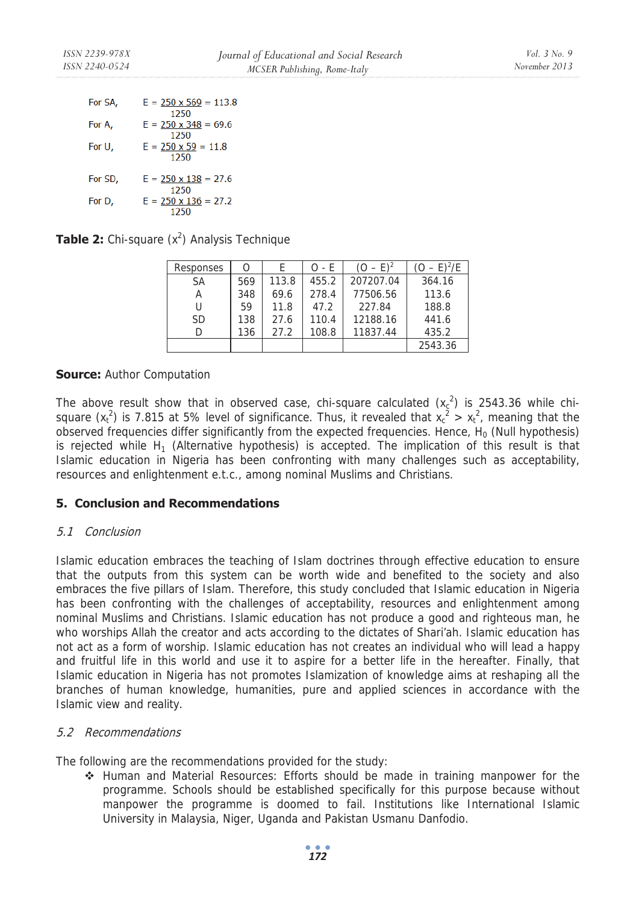For SA, $E = \frac{250 \times 569}{1250} = 113.8$

For A, $E = \frac{250 \times 348}{1250} = 69.6$

For U, $E = \frac{250 \times 59}{1250} = 11.8$

For SD, $E = \frac{250 \times 138}{1250} = 27.6$

For D, $E = \frac{250 \times 136}{1250} = 27.2$

**Table 2:** Chi-square ($x^2$) Analysis Technique

| Responses | O | E | O - E | $(O - E)^2$ | $(O - E)^2/E$ |
|---|---|---|---|---|---|
| SA | 569 | 113.8 | 455.2 | 207207.04 | 364.16 |
| A | 348 | 69.6 | 278.4 | 77506.56 | 113.6 |
| U | 59 | 11.8 | 47.2 | 227.84 | 188.8 |
| SD | 138 | 27.6 | 110.4 | 12188.16 | 441.6 |
| D | 136 | 27.2 | 108.8 | 11837.44 | 435.2 |
| | | | | | 2543.36 |

**Source:** Author Computation

The above result show that in observed case, chi-square calculated ($x_c^2$) is 2543.36 while chi-square ($x_t^2$) is 7.815 at 5% level of significance. Thus, it revealed that $x_c^2 > x_t^2$, meaning that the observed frequencies differ significantly from the expected frequencies. Hence, $H_0$ (Null hypothesis) is rejected while $H_1$ (Alternative hypothesis) is accepted. The implication of this result is that Islamic education in Nigeria has been confronting with many challenges such as acceptability, resources and enlightenment e.t.c., among nominal Muslims and Christians.

## 5. Conclusion and Recommendations

### *5.1 Conclusion*

Islamic education embraces the teaching of Islam doctrines through effective education to ensure that the outputs from this system can be worth wide and benefited to the society and also embraces the five pillars of Islam. Therefore, this study concluded that Islamic education in Nigeria has been confronting with the challenges of acceptability, resources and enlightenment among nominal Muslims and Christians. Islamic education has not produce a good and righteous man, he who worships Allah the creator and acts according to the dictates of Shari'ah. Islamic education has not act as a form of worship. Islamic education has not creates an individual who will lead a happy and fruitful life in this world and use it to aspire for a better life in the hereafter. Finally, that Islamic education in Nigeria has not promotes Islamization of knowledge aims at reshaping all the branches of human knowledge, humanities, pure and applied sciences in accordance with the Islamic view and reality.

### *5.2 Recommendations*

The following are the recommendations provided for the study:

- Human and Material Resources: Efforts should be made in training manpower for the programme. Schools should be established specifically for this purpose because without manpower the programme is doomed to fail. Institutions like International Islamic University in Malaysia, Niger, Uganda and Pakistan Usmanu Danfodio.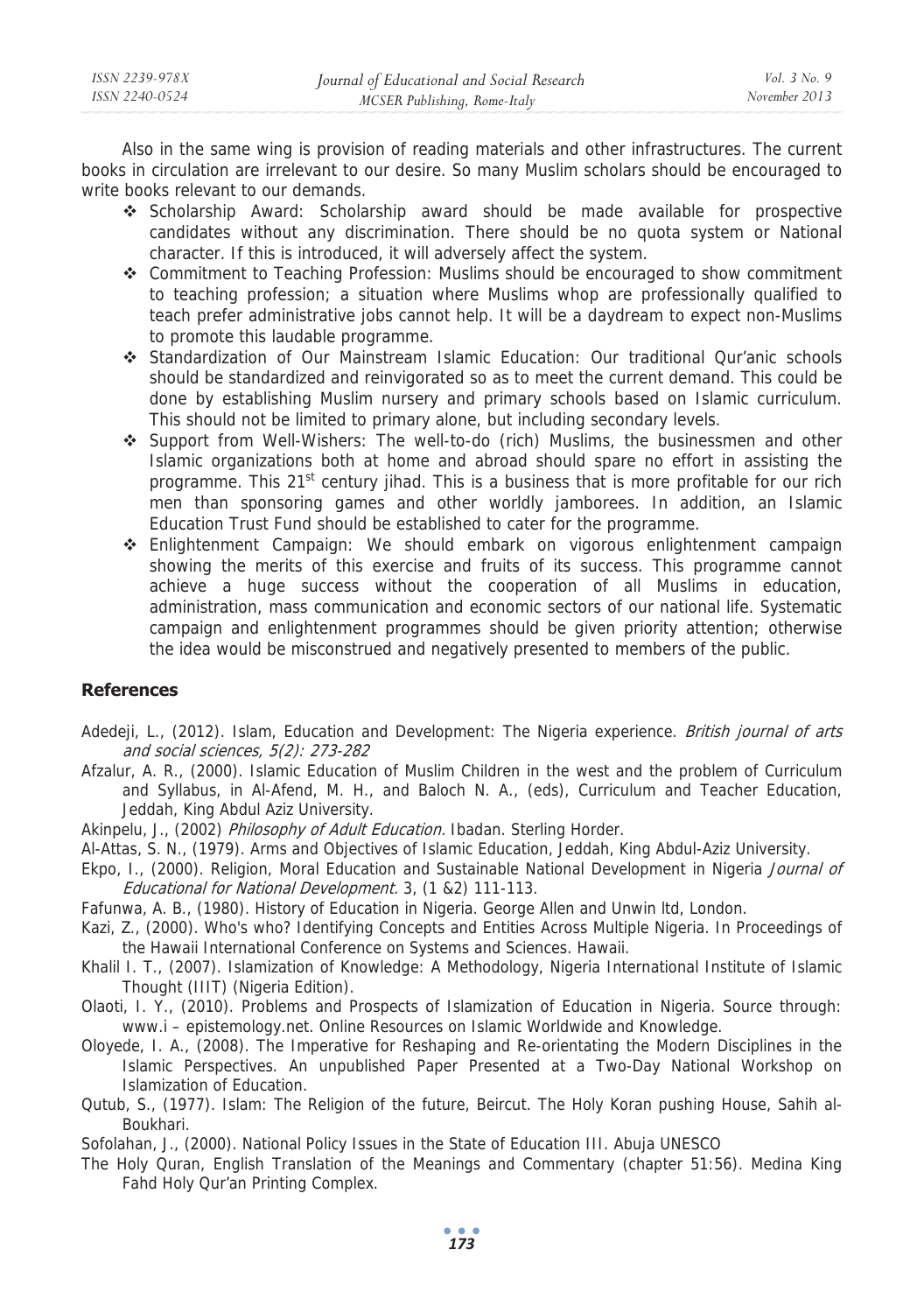Also in the same wing is provision of reading materials and other infrastructures. The current books in circulation are irrelevant to our desire. So many Muslim scholars should be encouraged to write books relevant to our demands.

- Scholarship Award: Scholarship award should be made available for prospective candidates without any discrimination. There should be no quota system or National character. If this is introduced, it will adversely affect the system.
- Commitment to Teaching Profession: Muslims should be encouraged to show commitment to teaching profession; a situation where Muslims whop are professionally qualified to teach prefer administrative jobs cannot help. It will be a daydream to expect non-Muslims to promote this laudable programme.
- Standardization of Our Mainstream Islamic Education: Our traditional Qur'anic schools should be standardized and reinvigorated so as to meet the current demand. This could be done by establishing Muslim nursery and primary schools based on Islamic curriculum. This should not be limited to primary alone, but including secondary levels.
- Support from Well-Wishers: The well-to-do (rich) Muslims, the businessmen and other Islamic organizations both at home and abroad should spare no effort in assisting the programme. This 21st century jihad. This is a business that is more profitable for our rich men than sponsoring games and other worldly jamborees. In addition, an Islamic Education Trust Fund should be established to cater for the programme.
- Enlightenment Campaign: We should embark on vigorous enlightenment campaign showing the merits of this exercise and fruits of its success. This programme cannot achieve a huge success without the cooperation of all Muslims in education, administration, mass communication and economic sectors of our national life. Systematic campaign and enlightenment programmes should be given priority attention; otherwise the idea would be misconstrued and negatively presented to members of the public.

## References

Adedeji, L., (2012). Islam, Education and Development: The Nigeria experience. *British journal of arts and social sciences, 5(2): 273-282*

Afzalur, A. R., (2000). Islamic Education of Muslim Children in the west and the problem of Curriculum and Syllabus, in Al-Afend, M. H., and Baloch N. A., (eds), Curriculum and Teacher Education, Jeddah, King Abdul Aziz University.

Akinpelu, J., (2002) *Philosophy of Adult Education.* Ibadan. Sterling Horder.

Al-Attas, S. N., (1979). Arms and Objectives of Islamic Education, Jeddah, King Abdul-Aziz University.

Ekpo, I., (2000). Religion, Moral Education and Sustainable National Development in Nigeria *Journal of Educational for National Development.* 3, (1 &2) 111-113.

Fafunwa, A. B., (1980). History of Education in Nigeria. George Allen and Unwin ltd, London.

Kazi, Z., (2000). Who's who? Identifying Concepts and Entities Across Multiple Nigeria. In Proceedings of the Hawaii International Conference on Systems and Sciences. Hawaii.

Khalil I. T., (2007). Islamization of Knowledge: A Methodology, Nigeria International Institute of Islamic Thought (IIIT) (Nigeria Edition).

Olaoti, I. Y., (2010). Problems and Prospects of Islamization of Education in Nigeria. Source through: www.i – epistemology.net. Online Resources on Islamic Worldwide and Knowledge.

Oloyede, I. A., (2008). The Imperative for Reshaping and Re-orientating the Modern Disciplines in the Islamic Perspectives. An unpublished Paper Presented at a Two-Day National Workshop on Islamization of Education.

Qutub, S., (1977). Islam: The Religion of the future, Beircut. The Holy Koran pushing House, Sahih al-Boukhari.

Sofolahan, J., (2000). National Policy Issues in the State of Education III. Abuja UNESCO

The Holy Quran, English Translation of the Meanings and Commentary (chapter 51:56). Medina King Fahd Holy Qur'an Printing Complex.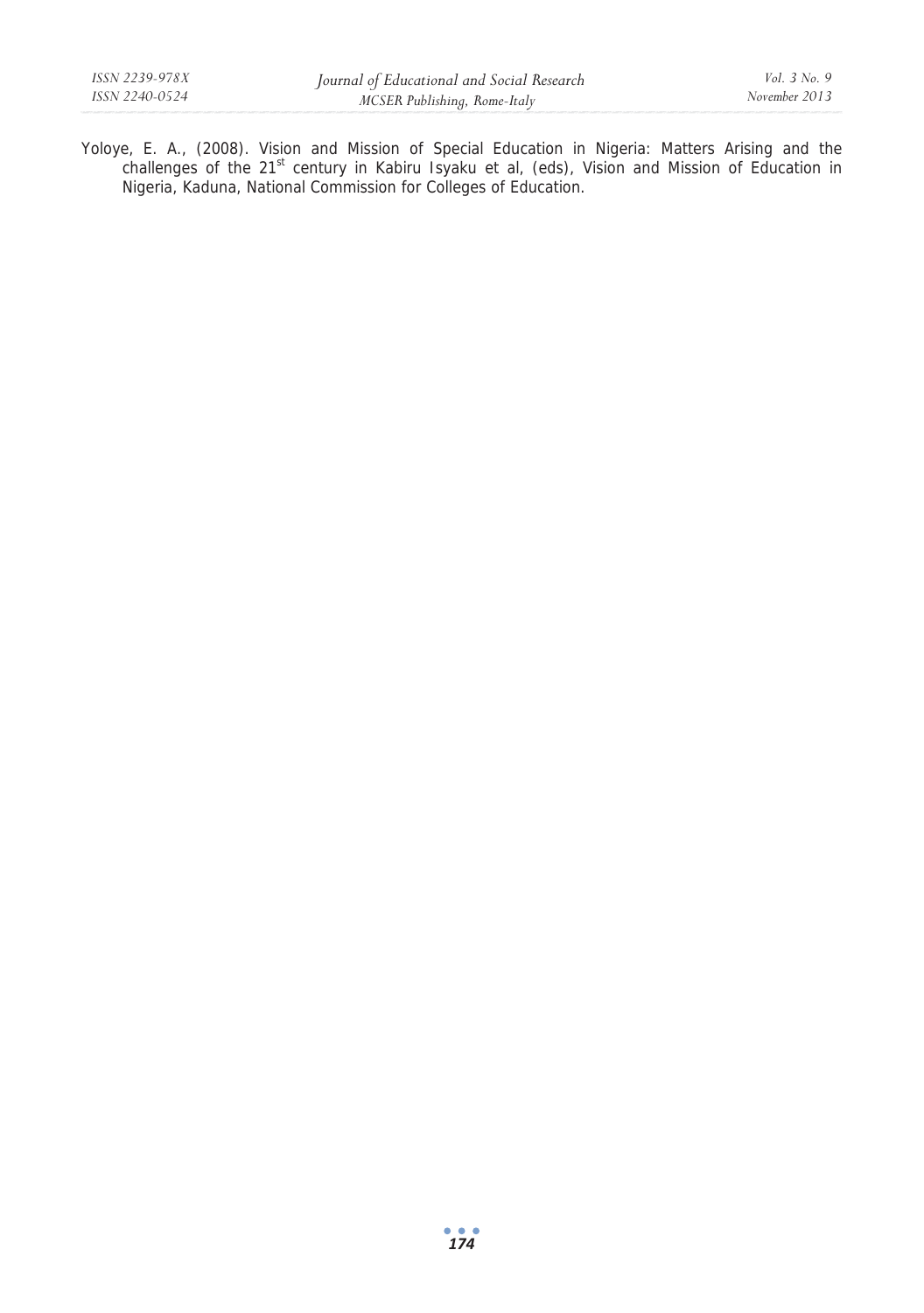Yoloye, E. A., (2008). Vision and Mission of Special Education in Nigeria: Matters Arising and the challenges of the 21st century in Kabiru Isyaku et al, (eds), Vision and Mission of Education in Nigeria, Kaduna, National Commission for Colleges of Education.